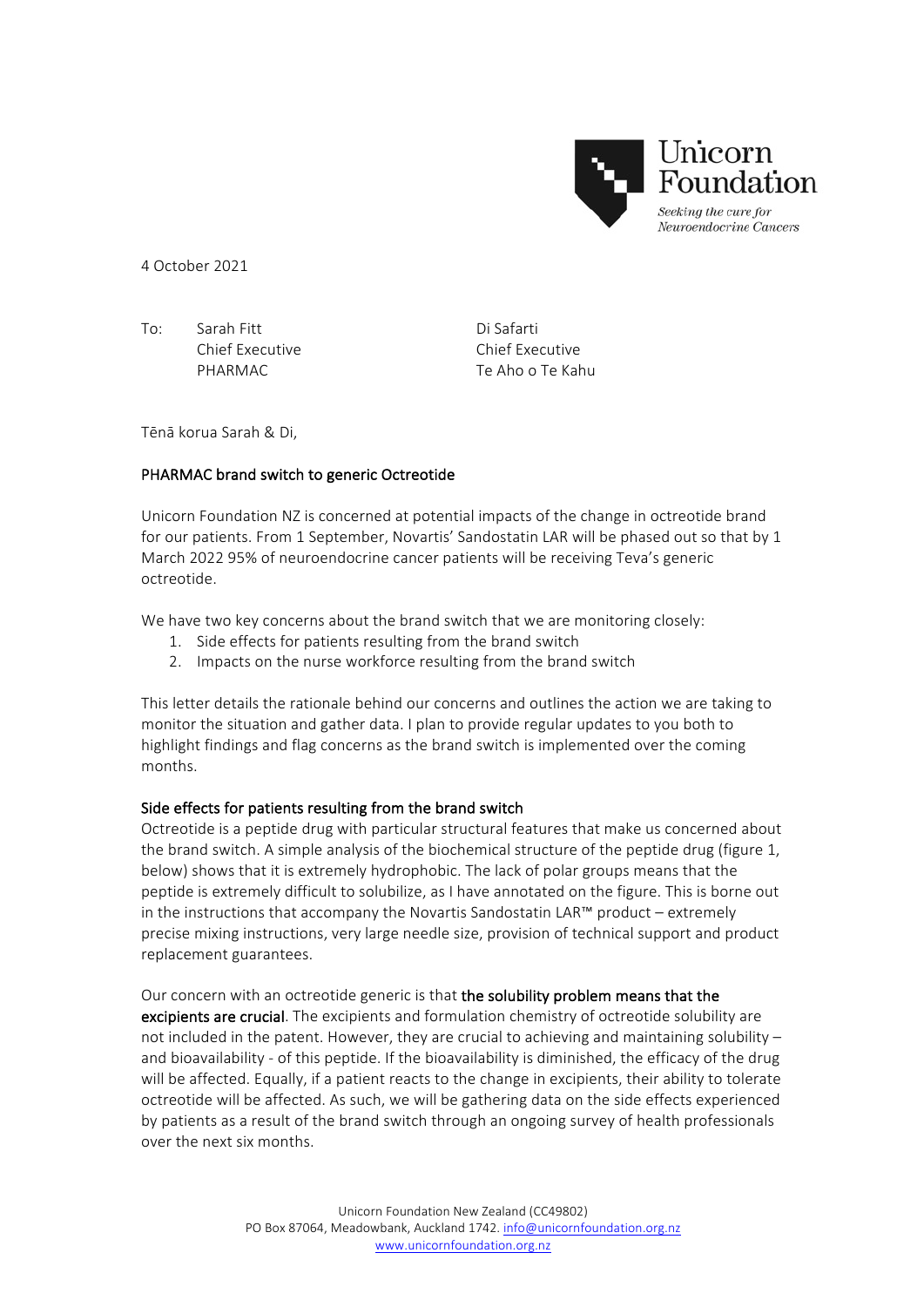Unicorn Foundation

*Seeking the cure for Neuroendocrine Cancers*

4 October 2021

To: Sarah Fitt
Chief Executive
PHARMAC

Di Safarti
Chief Executive
Te Aho o Te Kahu

Tēnā korua Sarah & Di,

## PHARMAC brand switch to generic Octreotide

Unicorn Foundation NZ is concerned at potential impacts of the change in octreotide brand for our patients. From 1 September, Novartis' Sandostatin LAR will be phased out so that by 1 March 2022 95% of neuroendocrine cancer patients will be receiving Teva's generic octreotide.

We have two key concerns about the brand switch that we are monitoring closely:

1. Side effects for patients resulting from the brand switch
2. Impacts on the nurse workforce resulting from the brand switch

This letter details the rationale behind our concerns and outlines the action we are taking to monitor the situation and gather data. I plan to provide regular updates to you both to highlight findings and flag concerns as the brand switch is implemented over the coming months.

### Side effects for patients resulting from the brand switch

Octreotide is a peptide drug with particular structural features that make us concerned about the brand switch. A simple analysis of the biochemical structure of the peptide drug (figure 1, below) shows that it is extremely hydrophobic. The lack of polar groups means that the peptide is extremely difficult to solubilize, as I have annotated on the figure. This is borne out in the instructions that accompany the Novartis Sandostatin LAR™ product – extremely precise mixing instructions, very large needle size, provision of technical support and product replacement guarantees.

Our concern with an octreotide generic is that **the solubility problem means that the excipients are crucial**. The excipients and formulation chemistry of octreotide solubility are not included in the patent. However, they are crucial to achieving and maintaining solubility – and bioavailability - of this peptide. If the bioavailability is diminished, the efficacy of the drug will be affected. Equally, if a patient reacts to the change in excipients, their ability to tolerate octreotide will be affected. As such, we will be gathering data on the side effects experienced by patients as a result of the brand switch through an ongoing survey of health professionals over the next six months.

Unicorn Foundation New Zealand (CC49802)
PO Box 87064, Meadowbank, Auckland 1742. info@unicornfoundation.org.nz
www.unicornfoundation.org.nz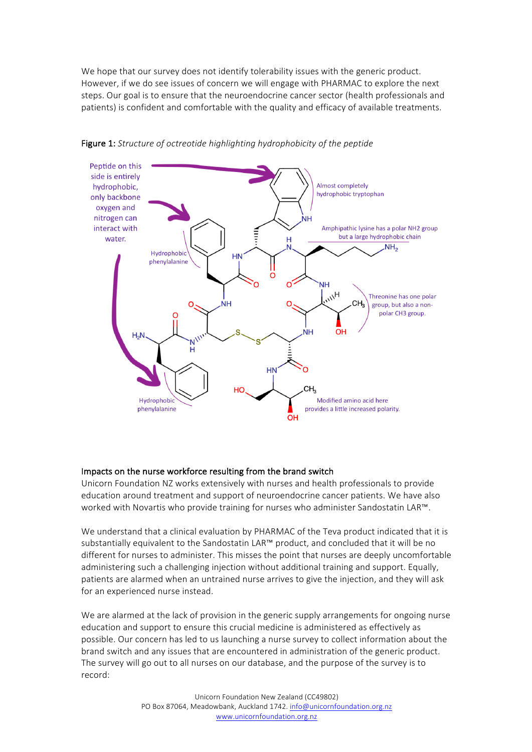We hope that our survey does not identify tolerability issues with the generic product. However, if we do see issues of concern we will engage with PHARMAC to explore the next steps. Our goal is to ensure that the neuroendocrine cancer sector (health professionals and patients) is confident and comfortable with the quality and efficacy of available treatments.

**Figure 1:** *Structure of octreotide highlighting hydrophobicity of the peptide*

## Impacts on the nurse workforce resulting from the brand switch

Unicorn Foundation NZ works extensively with nurses and health professionals to provide education around treatment and support of neuroendocrine cancer patients. We have also worked with Novartis who provide training for nurses who administer Sandostatin LAR™.

We understand that a clinical evaluation by PHARMAC of the Teva product indicated that it is substantially equivalent to the Sandostatin LAR™ product, and concluded that it will be no different for nurses to administer. This misses the point that nurses are deeply uncomfortable administering such a challenging injection without additional training and support. Equally, patients are alarmed when an untrained nurse arrives to give the injection, and they will ask for an experienced nurse instead.

We are alarmed at the lack of provision in the generic supply arrangements for ongoing nurse education and support to ensure this crucial medicine is administered as effectively as possible. Our concern has led to us launching a nurse survey to collect information about the brand switch and any issues that are encountered in administration of the generic product. The survey will go out to all nurses on our database, and the purpose of the survey is to record: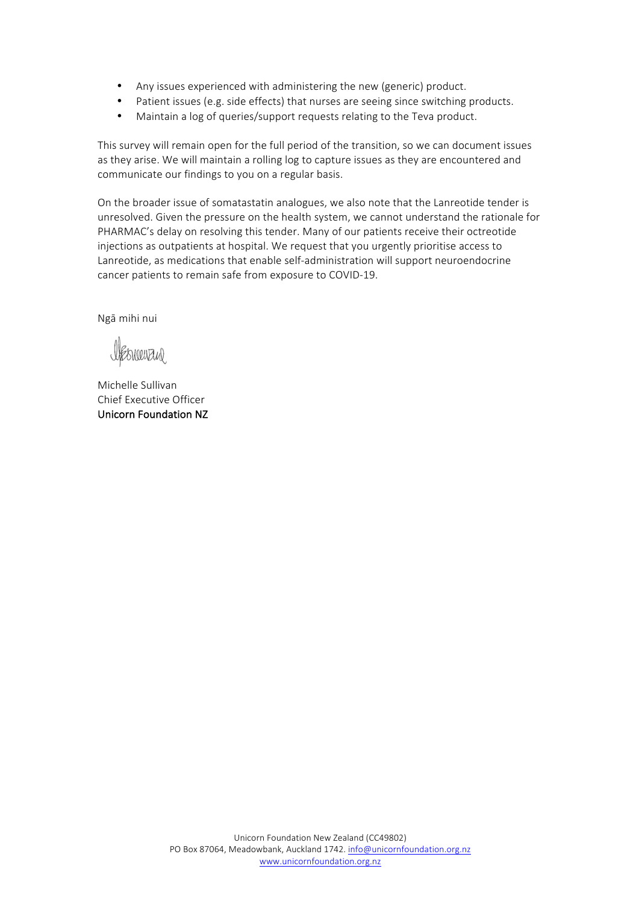- Any issues experienced with administering the new (generic) product.
- Patient issues (e.g. side effects) that nurses are seeing since switching products.
- Maintain a log of queries/support requests relating to the Teva product.

This survey will remain open for the full period of the transition, so we can document issues as they arise. We will maintain a rolling log to capture issues as they are encountered and communicate our findings to you on a regular basis.

On the broader issue of somatastatin analogues, we also note that the Lanreotide tender is unresolved. Given the pressure on the health system, we cannot understand the rationale for PHARMAC's delay on resolving this tender. Many of our patients receive their octreotide injections as outpatients at hospital. We request that you urgently prioritise access to Lanreotide, as medications that enable self-administration will support neuroendocrine cancer patients to remain safe from exposure to COVID-19.

Ngā mihi nui

Michelle Sullivan
Chief Executive Officer
**Unicorn Foundation NZ**

Unicorn Foundation New Zealand (CC49802)
PO Box 87064, Meadowbank, Auckland 1742. info@unicornfoundation.org.nz
www.unicornfoundation.org.nz